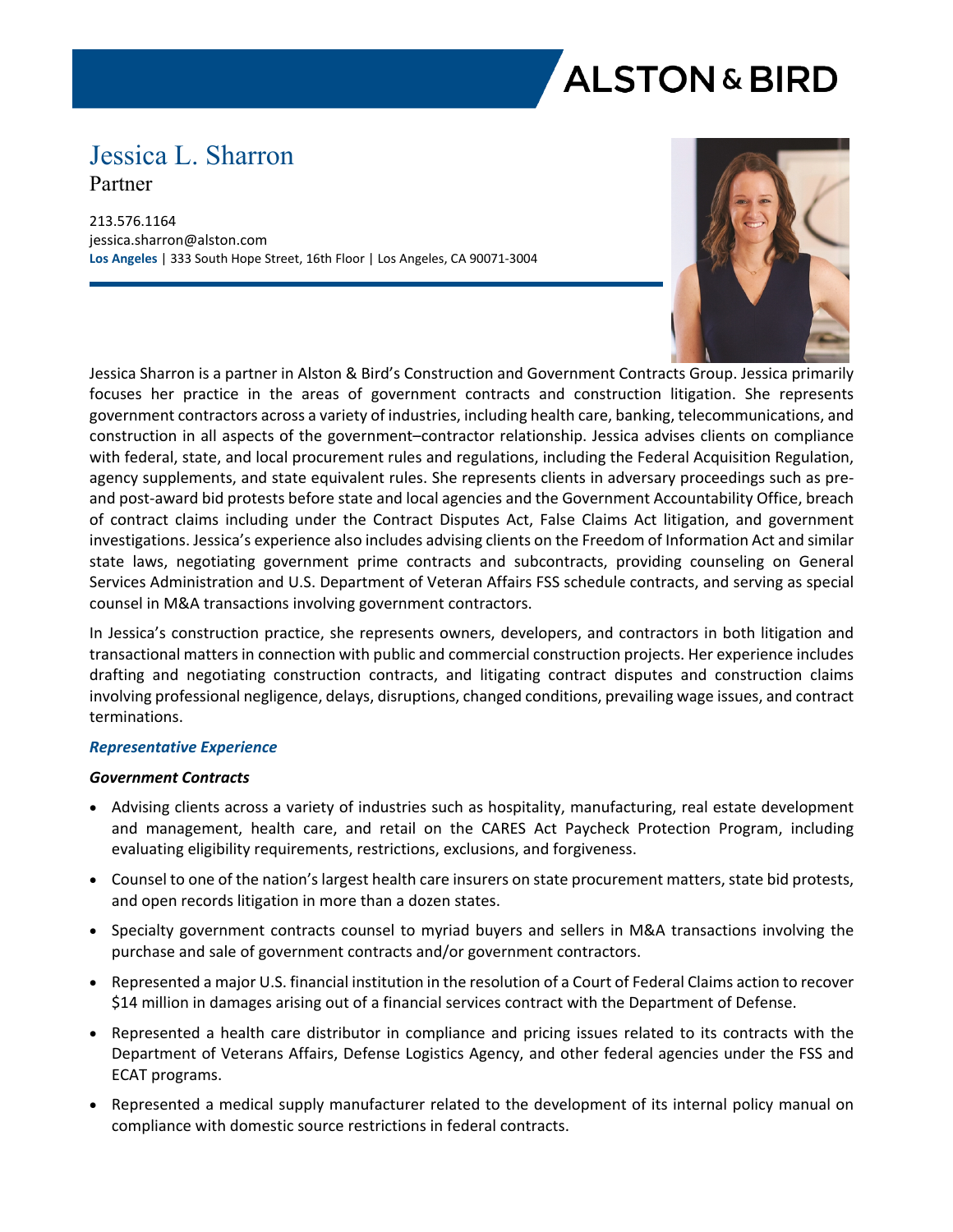# ALSTON & BIRD

## Jessica L. Sharron

Partner

213.576.1164
jessica.sharron@alston.com
**Los Angeles** | 333 South Hope Street, 16th Floor | Los Angeles, CA 90071-3004

Jessica Sharron is a partner in Alston & Bird's Construction and Government Contracts Group. Jessica primarily focuses her practice in the areas of government contracts and construction litigation. She represents government contractors across a variety of industries, including health care, banking, telecommunications, and construction in all aspects of the government–contractor relationship. Jessica advises clients on compliance with federal, state, and local procurement rules and regulations, including the Federal Acquisition Regulation, agency supplements, and state equivalent rules. She represents clients in adversary proceedings such as pre- and post-award bid protests before state and local agencies and the Government Accountability Office, breach of contract claims including under the Contract Disputes Act, False Claims Act litigation, and government investigations. Jessica's experience also includes advising clients on the Freedom of Information Act and similar state laws, negotiating government prime contracts and subcontracts, providing counseling on General Services Administration and U.S. Department of Veteran Affairs FSS schedule contracts, and serving as special counsel in M&A transactions involving government contractors.

In Jessica's construction practice, she represents owners, developers, and contractors in both litigation and transactional matters in connection with public and commercial construction projects. Her experience includes drafting and negotiating construction contracts, and litigating contract disputes and construction claims involving professional negligence, delays, disruptions, changed conditions, prevailing wage issues, and contract terminations.

### *Representative Experience*

#### *Government Contracts*

- Advising clients across a variety of industries such as hospitality, manufacturing, real estate development and management, health care, and retail on the CARES Act Paycheck Protection Program, including evaluating eligibility requirements, restrictions, exclusions, and forgiveness.
- Counsel to one of the nation's largest health care insurers on state procurement matters, state bid protests, and open records litigation in more than a dozen states.
- Specialty government contracts counsel to myriad buyers and sellers in M&A transactions involving the purchase and sale of government contracts and/or government contractors.
- Represented a major U.S. financial institution in the resolution of a Court of Federal Claims action to recover $14 million in damages arising out of a financial services contract with the Department of Defense.
- Represented a health care distributor in compliance and pricing issues related to its contracts with the Department of Veterans Affairs, Defense Logistics Agency, and other federal agencies under the FSS and ECAT programs.
- Represented a medical supply manufacturer related to the development of its internal policy manual on compliance with domestic source restrictions in federal contracts.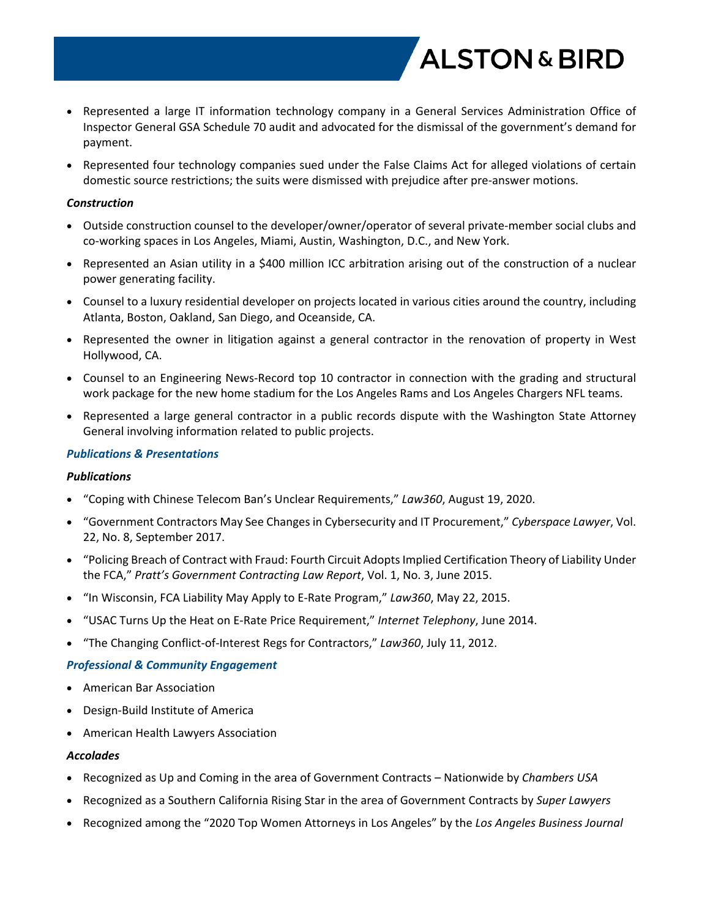- Represented a large IT information technology company in a General Services Administration Office of Inspector General GSA Schedule 70 audit and advocated for the dismissal of the government's demand for payment.
- Represented four technology companies sued under the False Claims Act for alleged violations of certain domestic source restrictions; the suits were dismissed with prejudice after pre-answer motions.

### *Construction*

- Outside construction counsel to the developer/owner/operator of several private-member social clubs and co-working spaces in Los Angeles, Miami, Austin, Washington, D.C., and New York.
- Represented an Asian utility in a $400 million ICC arbitration arising out of the construction of a nuclear power generating facility.
- Counsel to a luxury residential developer on projects located in various cities around the country, including Atlanta, Boston, Oakland, San Diego, and Oceanside, CA.
- Represented the owner in litigation against a general contractor in the renovation of property in West Hollywood, CA.
- Counsel to an Engineering News-Record top 10 contractor in connection with the grading and structural work package for the new home stadium for the Los Angeles Rams and Los Angeles Chargers NFL teams.
- Represented a large general contractor in a public records dispute with the Washington State Attorney General involving information related to public projects.

## *Publications & Presentations*

### *Publications*

- "Coping with Chinese Telecom Ban's Unclear Requirements," *Law360*, August 19, 2020.
- "Government Contractors May See Changes in Cybersecurity and IT Procurement," *Cyberspace Lawyer*, Vol. 22, No. 8, September 2017.
- "Policing Breach of Contract with Fraud: Fourth Circuit Adopts Implied Certification Theory of Liability Under the FCA," *Pratt's Government Contracting Law Report*, Vol. 1, No. 3, June 2015.
- "In Wisconsin, FCA Liability May Apply to E-Rate Program," *Law360*, May 22, 2015.
- "USAC Turns Up the Heat on E-Rate Price Requirement," *Internet Telephony*, June 2014.
- "The Changing Conflict-of-Interest Regs for Contractors," *Law360*, July 11, 2012.

## *Professional & Community Engagement*

- American Bar Association
- Design-Build Institute of America
- American Health Lawyers Association

### *Accolades*

- Recognized as Up and Coming in the area of Government Contracts – Nationwide by *Chambers USA*
- Recognized as a Southern California Rising Star in the area of Government Contracts by *Super Lawyers*
- Recognized among the "2020 Top Women Attorneys in Los Angeles" by the *Los Angeles Business Journal*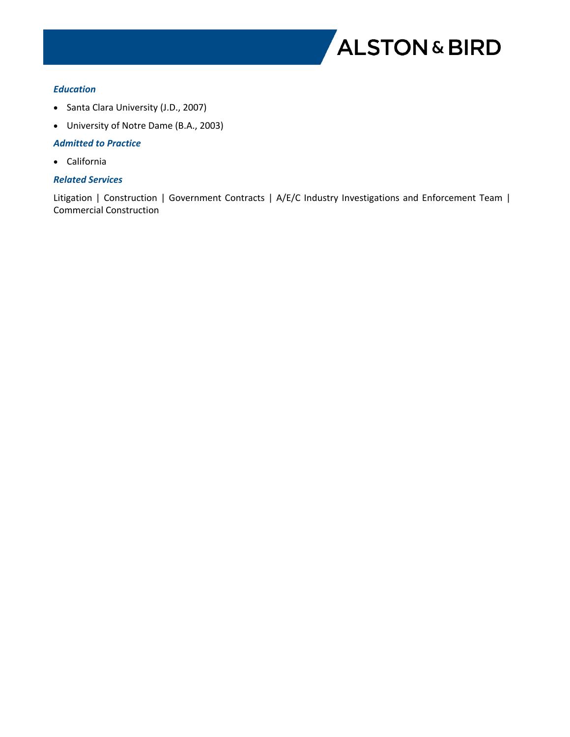### *Education*

- Santa Clara University (J.D., 2007)
- University of Notre Dame (B.A., 2003)

### *Admitted to Practice*

- California

### *Related Services*

Litigation | Construction | Government Contracts | A/E/C Industry Investigations and Enforcement Team | Commercial Construction